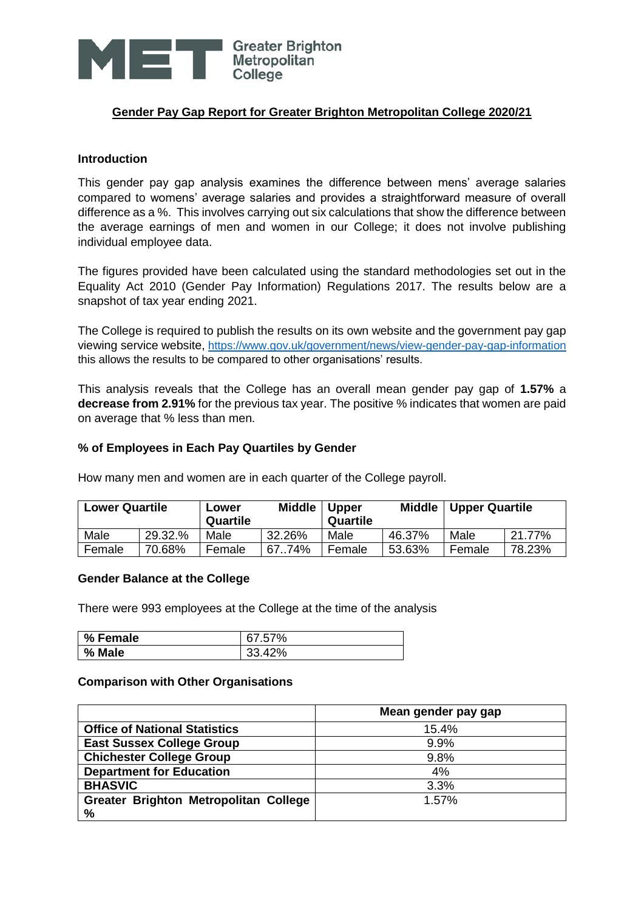Greater Brighton Metropolitan College

## Gender Pay Gap Report for Greater Brighton Metropolitan College 2020/21

### Introduction

This gender pay gap analysis examines the difference between mens' average salaries compared to womens' average salaries and provides a straightforward measure of overall difference as a %. This involves carrying out six calculations that show the difference between the average earnings of men and women in our College; it does not involve publishing individual employee data.

The figures provided have been calculated using the standard methodologies set out in the Equality Act 2010 (Gender Pay Information) Regulations 2017. The results below are a snapshot of tax year ending 2021.

The College is required to publish the results on its own website and the government pay gap viewing service website, https://www.gov.uk/government/news/view-gender-pay-gap-information this allows the results to be compared to other organisations' results.

This analysis reveals that the College has an overall mean gender pay gap of **1.57%** a **decrease from 2.91%** for the previous tax year. The positive % indicates that women are paid on average that % less than men.

### % of Employees in Each Pay Quartiles by Gender

How many men and women are in each quarter of the College payroll.

| Lower Quartile | | Lower Middle Quartile | | Upper Middle Quartile | | Upper Quartile | |
|---|---|---|---|---|---|---|---|
| Male | 29.32.% | Male | 32.26% | Male | 46.37% | Male | 21.77% |
| Female | 70.68% | Female | 67..74% | Female | 53.63% | Female | 78.23% |

### Gender Balance at the College

There were 993 employees at the College at the time of the analysis

| % Female | 67.57% |
|---|---|
| **% Male** | 33.42% |

### Comparison with Other Organisations

| | Mean gender pay gap |
|---|---|
| **Office of National Statistics** | 15.4% |
| **East Sussex College Group** | 9.9% |
| **Chichester College Group** | 9.8% |
| **Department for Education** | 4% |
| **BHASVIC** | 3.3% |
| **Greater Brighton Metropolitan College %** | 1.57% |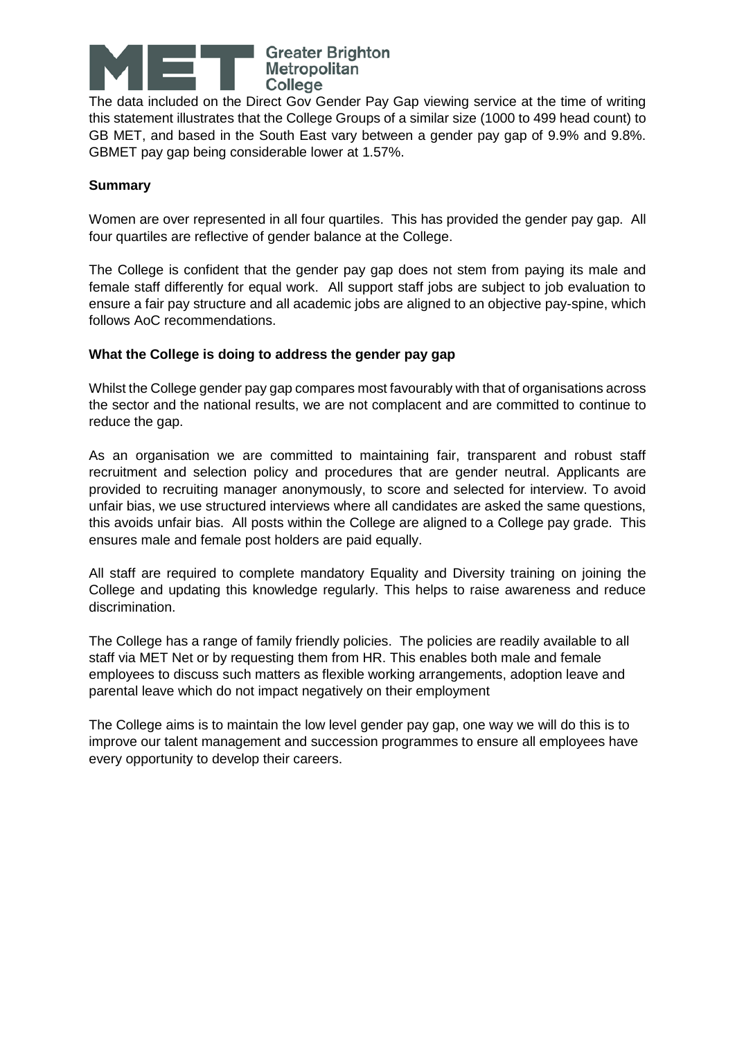The data included on the Direct Gov Gender Pay Gap viewing service at the time of writing this statement illustrates that the College Groups of a similar size (1000 to 499 head count) to GB MET, and based in the South East vary between a gender pay gap of 9.9% and 9.8%. GBMET pay gap being considerable lower at 1.57%.

**Summary**

Women are over represented in all four quartiles. This has provided the gender pay gap. All four quartiles are reflective of gender balance at the College.

The College is confident that the gender pay gap does not stem from paying its male and female staff differently for equal work. All support staff jobs are subject to job evaluation to ensure a fair pay structure and all academic jobs are aligned to an objective pay-spine, which follows AoC recommendations.

**What the College is doing to address the gender pay gap**

Whilst the College gender pay gap compares most favourably with that of organisations across the sector and the national results, we are not complacent and are committed to continue to reduce the gap.

As an organisation we are committed to maintaining fair, transparent and robust staff recruitment and selection policy and procedures that are gender neutral. Applicants are provided to recruiting manager anonymously, to score and selected for interview. To avoid unfair bias, we use structured interviews where all candidates are asked the same questions, this avoids unfair bias. All posts within the College are aligned to a College pay grade. This ensures male and female post holders are paid equally.

All staff are required to complete mandatory Equality and Diversity training on joining the College and updating this knowledge regularly. This helps to raise awareness and reduce discrimination.

The College has a range of family friendly policies. The policies are readily available to all staff via MET Net or by requesting them from HR. This enables both male and female employees to discuss such matters as flexible working arrangements, adoption leave and parental leave which do not impact negatively on their employment

The College aims is to maintain the low level gender pay gap, one way we will do this is to improve our talent management and succession programmes to ensure all employees have every opportunity to develop their careers.